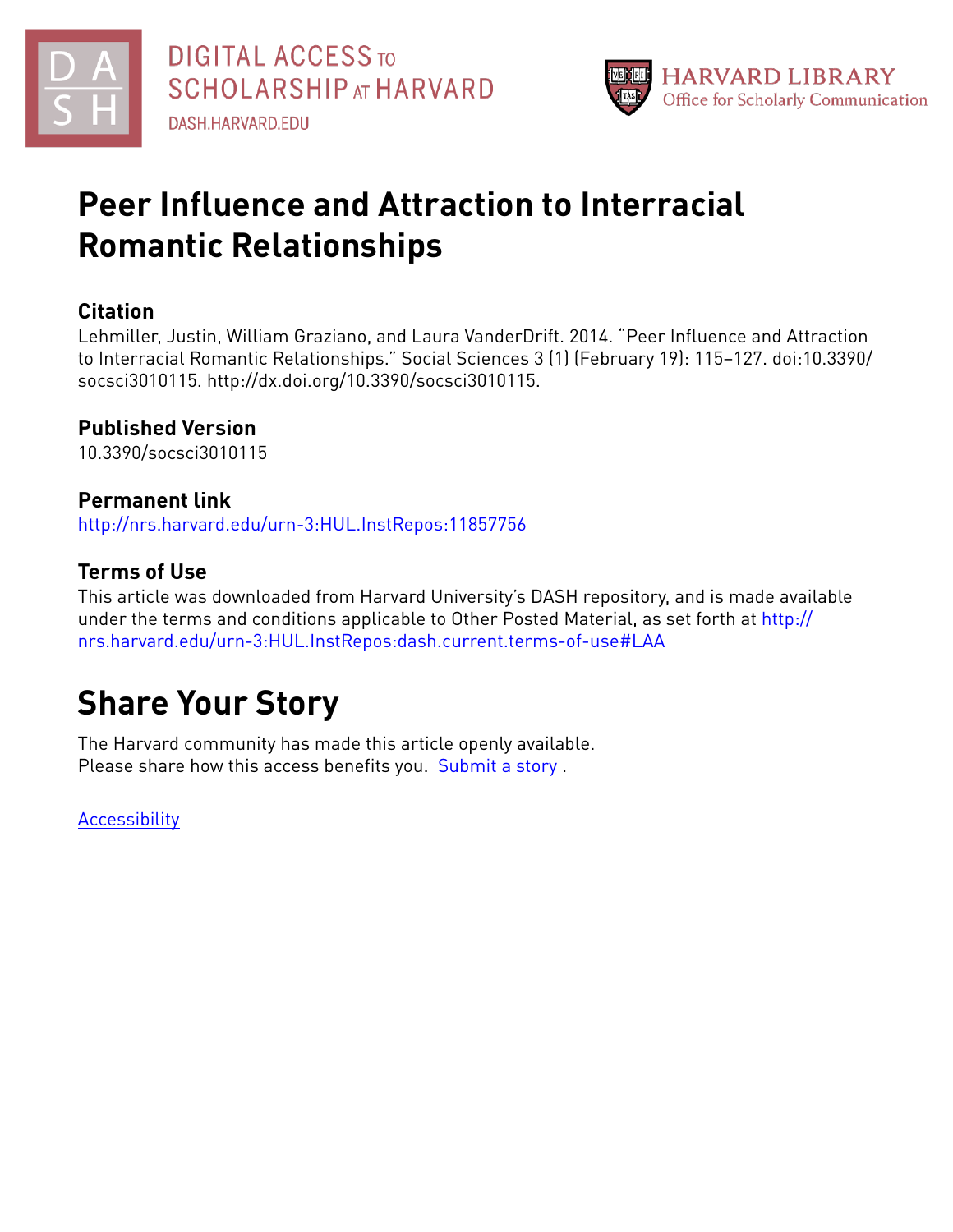DIGITAL ACCESS TO SCHOLARSHIP AT HARVARD
DASH.HARVARD.EDU

HARVARD LIBRARY
Office for Scholarly Communication

# Peer Influence and Attraction to Interracial Romantic Relationships

## Citation

Lehmiller, Justin, William Graziano, and Laura VanderDrift. 2014. "Peer Influence and Attraction to Interracial Romantic Relationships." Social Sciences 3 (1) (February 19): 115–127. doi:10.3390/socsci3010115. http://dx.doi.org/10.3390/socsci3010115.

## Published Version

10.3390/socsci3010115

## Permanent link

http://nrs.harvard.edu/urn-3:HUL.InstRepos:11857756

## Terms of Use

This article was downloaded from Harvard University's DASH repository, and is made available under the terms and conditions applicable to Other Posted Material, as set forth at http://nrs.harvard.edu/urn-3:HUL.InstRepos:dash.current.terms-of-use#LAA

# Share Your Story

The Harvard community has made this article openly available.
Please share how this access benefits you. Submit a story .

Accessibility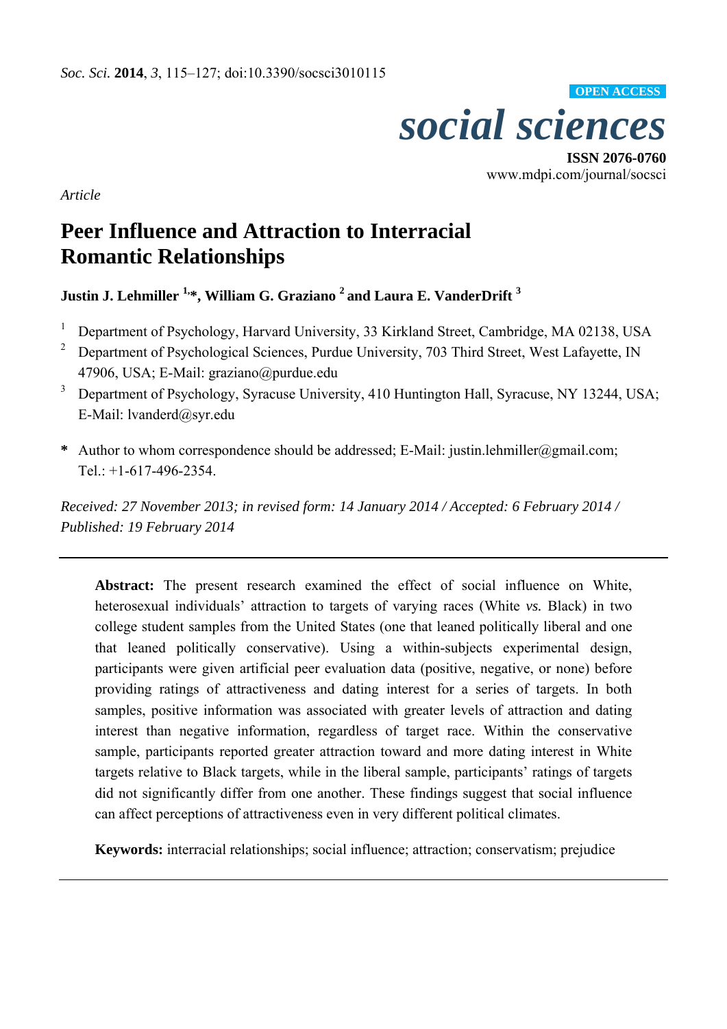Article

# Peer Influence and Attraction to Interracial Romantic Relationships

**Justin J. Lehmiller [1,*], William G. Graziano [2] and Laura E. VanderDrift [3]**

[1] Department of Psychology, Harvard University, 33 Kirkland Street, Cambridge, MA 02138, USA

[2] Department of Psychological Sciences, Purdue University, 703 Third Street, West Lafayette, IN 47906, USA; E-Mail: graziano@purdue.edu

[3] Department of Psychology, Syracuse University, 410 Huntington Hall, Syracuse, NY 13244, USA; E-Mail: lvanderd@syr.edu

**\*** Author to whom correspondence should be addressed; E-Mail: justin.lehmiller@gmail.com; Tel.: +1-617-496-2354.

*Received: 27 November 2013; in revised form: 14 January 2014 / Accepted: 6 February 2014 / Published: 19 February 2014*

---

**Abstract:** The present research examined the effect of social influence on White, heterosexual individuals' attraction to targets of varying races (White *vs.* Black) in two college student samples from the United States (one that leaned politically liberal and one that leaned politically conservative). Using a within-subjects experimental design, participants were given artificial peer evaluation data (positive, negative, or none) before providing ratings of attractiveness and dating interest for a series of targets. In both samples, positive information was associated with greater levels of attraction and dating interest than negative information, regardless of target race. Within the conservative sample, participants reported greater attraction toward and more dating interest in White targets relative to Black targets, while in the liberal sample, participants' ratings of targets did not significantly differ from one another. These findings suggest that social influence can affect perceptions of attractiveness even in very different political climates.

**Keywords:** interracial relationships; social influence; attraction; conservatism; prejudice

---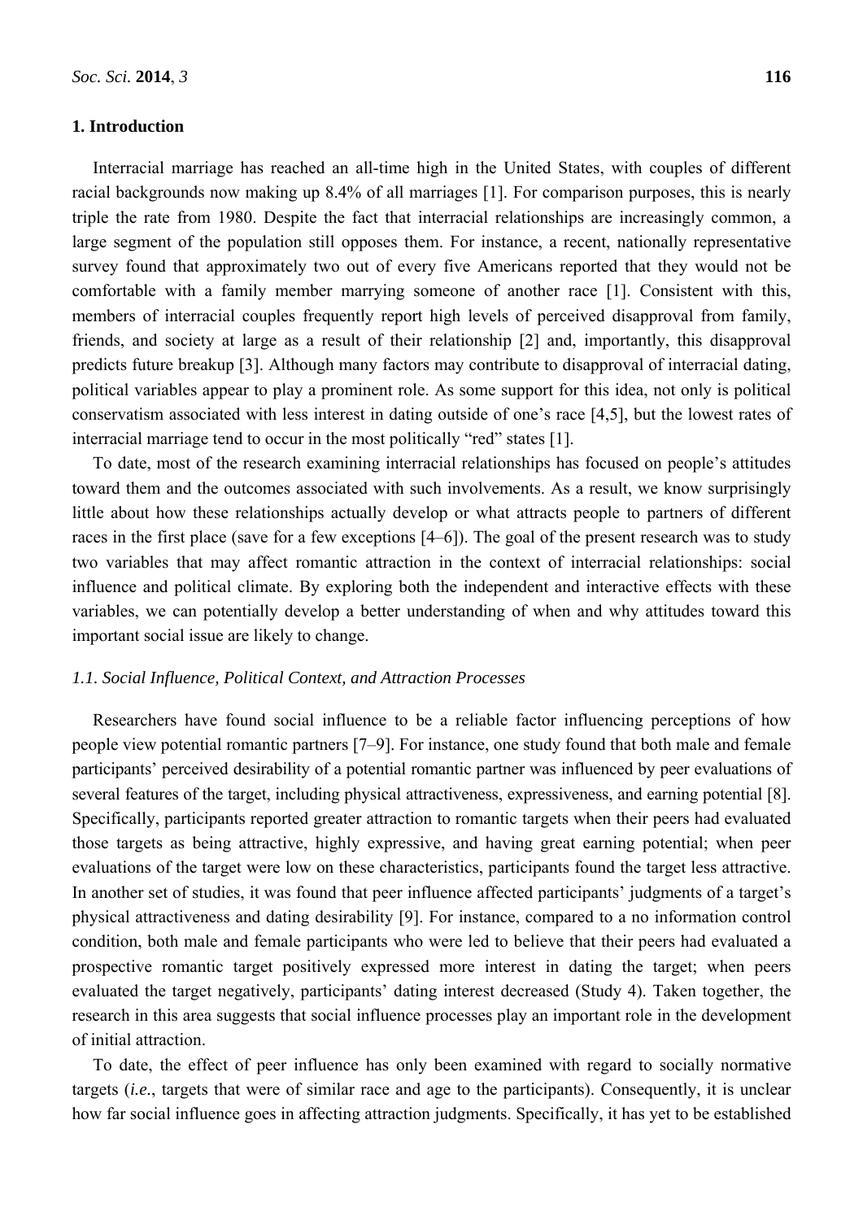## 1. Introduction

Interracial marriage has reached an all-time high in the United States, with couples of different racial backgrounds now making up 8.4% of all marriages [1]. For comparison purposes, this is nearly triple the rate from 1980. Despite the fact that interracial relationships are increasingly common, a large segment of the population still opposes them. For instance, a recent, nationally representative survey found that approximately two out of every five Americans reported that they would not be comfortable with a family member marrying someone of another race [1]. Consistent with this, members of interracial couples frequently report high levels of perceived disapproval from family, friends, and society at large as a result of their relationship [2] and, importantly, this disapproval predicts future breakup [3]. Although many factors may contribute to disapproval of interracial dating, political variables appear to play a prominent role. As some support for this idea, not only is political conservatism associated with less interest in dating outside of one's race [4,5], but the lowest rates of interracial marriage tend to occur in the most politically "red" states [1].

To date, most of the research examining interracial relationships has focused on people's attitudes toward them and the outcomes associated with such involvements. As a result, we know surprisingly little about how these relationships actually develop or what attracts people to partners of different races in the first place (save for a few exceptions [4–6]). The goal of the present research was to study two variables that may affect romantic attraction in the context of interracial relationships: social influence and political climate. By exploring both the independent and interactive effects with these variables, we can potentially develop a better understanding of when and why attitudes toward this important social issue are likely to change.

### *1.1. Social Influence, Political Context, and Attraction Processes*

Researchers have found social influence to be a reliable factor influencing perceptions of how people view potential romantic partners [7–9]. For instance, one study found that both male and female participants' perceived desirability of a potential romantic partner was influenced by peer evaluations of several features of the target, including physical attractiveness, expressiveness, and earning potential [8]. Specifically, participants reported greater attraction to romantic targets when their peers had evaluated those targets as being attractive, highly expressive, and having great earning potential; when peer evaluations of the target were low on these characteristics, participants found the target less attractive. In another set of studies, it was found that peer influence affected participants' judgments of a target's physical attractiveness and dating desirability [9]. For instance, compared to a no information control condition, both male and female participants who were led to believe that their peers had evaluated a prospective romantic target positively expressed more interest in dating the target; when peers evaluated the target negatively, participants' dating interest decreased (Study 4). Taken together, the research in this area suggests that social influence processes play an important role in the development of initial attraction.

To date, the effect of peer influence has only been examined with regard to socially normative targets (*i.e.*, targets that were of similar race and age to the participants). Consequently, it is unclear how far social influence goes in affecting attraction judgments. Specifically, it has yet to be established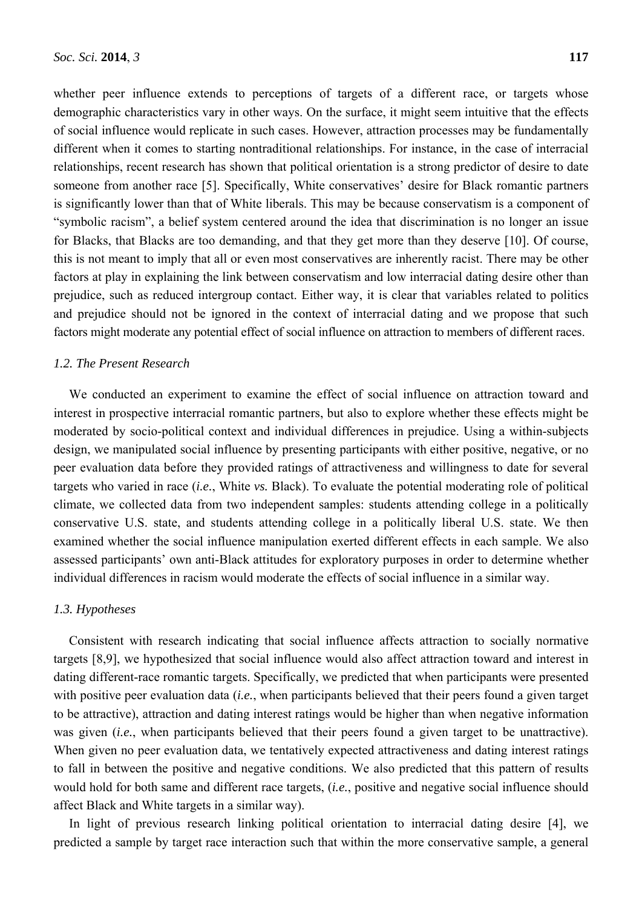whether peer influence extends to perceptions of targets of a different race, or targets whose demographic characteristics vary in other ways. On the surface, it might seem intuitive that the effects of social influence would replicate in such cases. However, attraction processes may be fundamentally different when it comes to starting nontraditional relationships. For instance, in the case of interracial relationships, recent research has shown that political orientation is a strong predictor of desire to date someone from another race [5]. Specifically, White conservatives' desire for Black romantic partners is significantly lower than that of White liberals. This may be because conservatism is a component of "symbolic racism", a belief system centered around the idea that discrimination is no longer an issue for Blacks, that Blacks are too demanding, and that they get more than they deserve [10]. Of course, this is not meant to imply that all or even most conservatives are inherently racist. There may be other factors at play in explaining the link between conservatism and low interracial dating desire other than prejudice, such as reduced intergroup contact. Either way, it is clear that variables related to politics and prejudice should not be ignored in the context of interracial dating and we propose that such factors might moderate any potential effect of social influence on attraction to members of different races.

### *1.2. The Present Research*

We conducted an experiment to examine the effect of social influence on attraction toward and interest in prospective interracial romantic partners, but also to explore whether these effects might be moderated by socio-political context and individual differences in prejudice. Using a within-subjects design, we manipulated social influence by presenting participants with either positive, negative, or no peer evaluation data before they provided ratings of attractiveness and willingness to date for several targets who varied in race (*i.e.*, White *vs.* Black). To evaluate the potential moderating role of political climate, we collected data from two independent samples: students attending college in a politically conservative U.S. state, and students attending college in a politically liberal U.S. state. We then examined whether the social influence manipulation exerted different effects in each sample. We also assessed participants' own anti-Black attitudes for exploratory purposes in order to determine whether individual differences in racism would moderate the effects of social influence in a similar way.

### *1.3. Hypotheses*

Consistent with research indicating that social influence affects attraction to socially normative targets [8,9], we hypothesized that social influence would also affect attraction toward and interest in dating different-race romantic targets. Specifically, we predicted that when participants were presented with positive peer evaluation data (*i.e.*, when participants believed that their peers found a given target to be attractive), attraction and dating interest ratings would be higher than when negative information was given (*i.e.*, when participants believed that their peers found a given target to be unattractive). When given no peer evaluation data, we tentatively expected attractiveness and dating interest ratings to fall in between the positive and negative conditions. We also predicted that this pattern of results would hold for both same and different race targets, (*i.e.*, positive and negative social influence should affect Black and White targets in a similar way).

In light of previous research linking political orientation to interracial dating desire [4], we predicted a sample by target race interaction such that within the more conservative sample, a general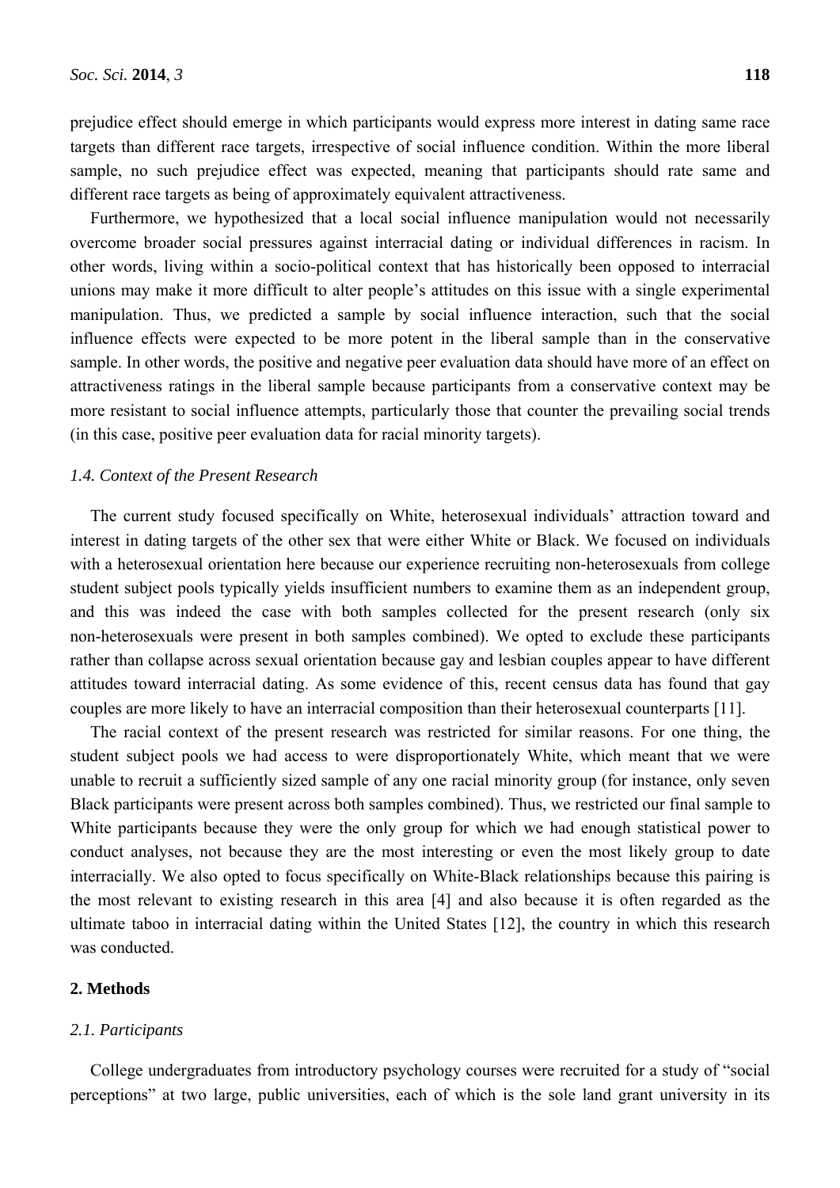prejudice effect should emerge in which participants would express more interest in dating same race targets than different race targets, irrespective of social influence condition. Within the more liberal sample, no such prejudice effect was expected, meaning that participants should rate same and different race targets as being of approximately equivalent attractiveness.

Furthermore, we hypothesized that a local social influence manipulation would not necessarily overcome broader social pressures against interracial dating or individual differences in racism. In other words, living within a socio-political context that has historically been opposed to interracial unions may make it more difficult to alter people's attitudes on this issue with a single experimental manipulation. Thus, we predicted a sample by social influence interaction, such that the social influence effects were expected to be more potent in the liberal sample than in the conservative sample. In other words, the positive and negative peer evaluation data should have more of an effect on attractiveness ratings in the liberal sample because participants from a conservative context may be more resistant to social influence attempts, particularly those that counter the prevailing social trends (in this case, positive peer evaluation data for racial minority targets).

### *1.4. Context of the Present Research*

The current study focused specifically on White, heterosexual individuals' attraction toward and interest in dating targets of the other sex that were either White or Black. We focused on individuals with a heterosexual orientation here because our experience recruiting non-heterosexuals from college student subject pools typically yields insufficient numbers to examine them as an independent group, and this was indeed the case with both samples collected for the present research (only six non-heterosexuals were present in both samples combined). We opted to exclude these participants rather than collapse across sexual orientation because gay and lesbian couples appear to have different attitudes toward interracial dating. As some evidence of this, recent census data has found that gay couples are more likely to have an interracial composition than their heterosexual counterparts [11].

The racial context of the present research was restricted for similar reasons. For one thing, the student subject pools we had access to were disproportionately White, which meant that we were unable to recruit a sufficiently sized sample of any one racial minority group (for instance, only seven Black participants were present across both samples combined). Thus, we restricted our final sample to White participants because they were the only group for which we had enough statistical power to conduct analyses, not because they are the most interesting or even the most likely group to date interracially. We also opted to focus specifically on White-Black relationships because this pairing is the most relevant to existing research in this area [4] and also because it is often regarded as the ultimate taboo in interracial dating within the United States [12], the country in which this research was conducted.

## **2. Methods**

### *2.1. Participants*

College undergraduates from introductory psychology courses were recruited for a study of "social perceptions" at two large, public universities, each of which is the sole land grant university in its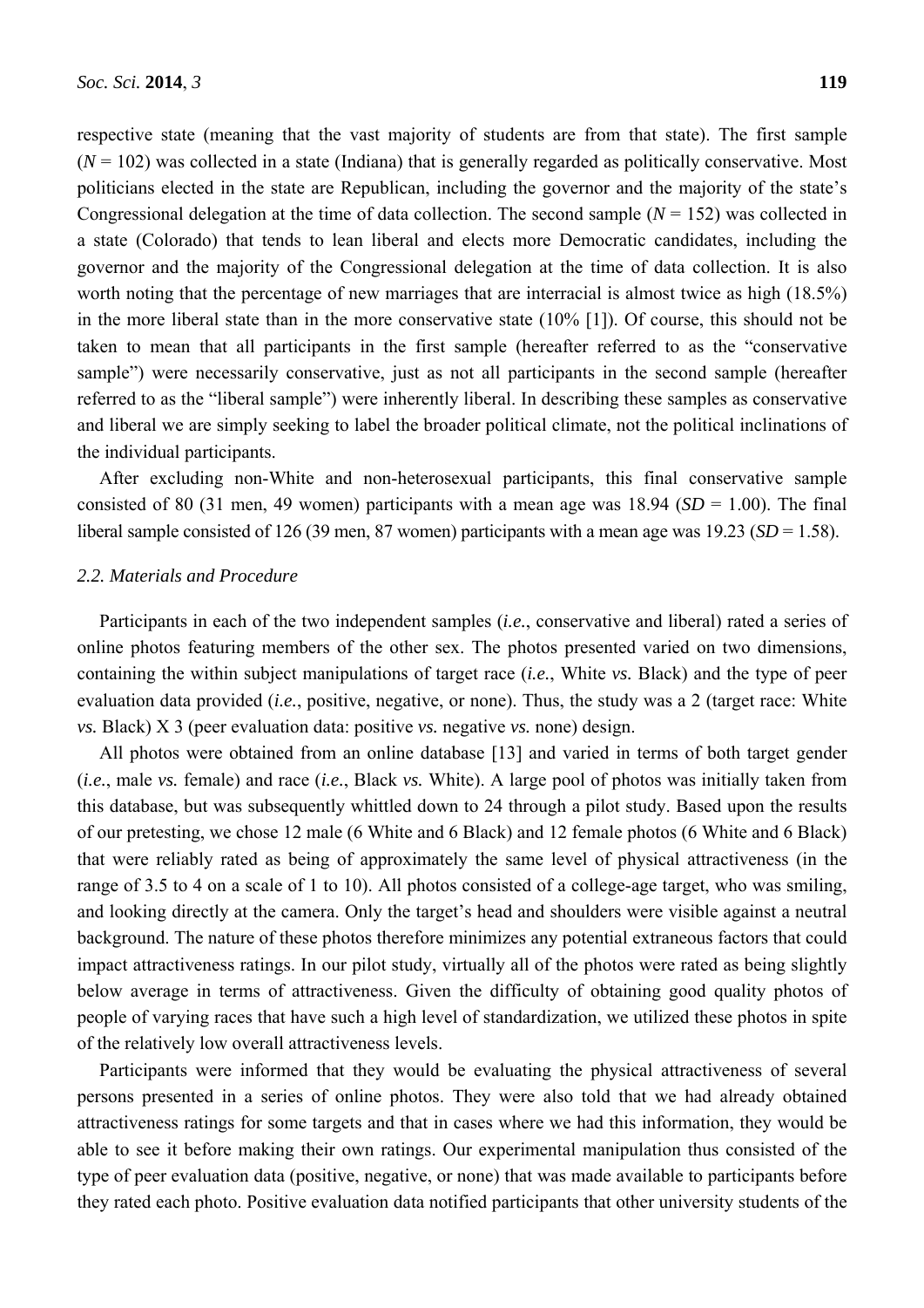respective state (meaning that the vast majority of students are from that state). The first sample ($N$ = 102) was collected in a state (Indiana) that is generally regarded as politically conservative. Most politicians elected in the state are Republican, including the governor and the majority of the state's Congressional delegation at the time of data collection. The second sample ($N$ = 152) was collected in a state (Colorado) that tends to lean liberal and elects more Democratic candidates, including the governor and the majority of the Congressional delegation at the time of data collection. It is also worth noting that the percentage of new marriages that are interracial is almost twice as high (18.5%) in the more liberal state than in the more conservative state (10% [1]). Of course, this should not be taken to mean that all participants in the first sample (hereafter referred to as the "conservative sample") were necessarily conservative, just as not all participants in the second sample (hereafter referred to as the "liberal sample") were inherently liberal. In describing these samples as conservative and liberal we are simply seeking to label the broader political climate, not the political inclinations of the individual participants.

After excluding non-White and non-heterosexual participants, this final conservative sample consisted of 80 (31 men, 49 women) participants with a mean age was 18.94 ($SD$ = 1.00). The final liberal sample consisted of 126 (39 men, 87 women) participants with a mean age was 19.23 ($SD$ = 1.58).

### *2.2. Materials and Procedure*

Participants in each of the two independent samples (*i.e.*, conservative and liberal) rated a series of online photos featuring members of the other sex. The photos presented varied on two dimensions, containing the within subject manipulations of target race (*i.e.*, White *vs.* Black) and the type of peer evaluation data provided (*i.e.*, positive, negative, or none). Thus, the study was a 2 (target race: White *vs.* Black) X 3 (peer evaluation data: positive *vs.* negative *vs.* none) design.

All photos were obtained from an online database [13] and varied in terms of both target gender (*i.e.*, male *vs.* female) and race (*i.e.*, Black *vs.* White). A large pool of photos was initially taken from this database, but was subsequently whittled down to 24 through a pilot study. Based upon the results of our pretesting, we chose 12 male (6 White and 6 Black) and 12 female photos (6 White and 6 Black) that were reliably rated as being of approximately the same level of physical attractiveness (in the range of 3.5 to 4 on a scale of 1 to 10). All photos consisted of a college-age target, who was smiling, and looking directly at the camera. Only the target's head and shoulders were visible against a neutral background. The nature of these photos therefore minimizes any potential extraneous factors that could impact attractiveness ratings. In our pilot study, virtually all of the photos were rated as being slightly below average in terms of attractiveness. Given the difficulty of obtaining good quality photos of people of varying races that have such a high level of standardization, we utilized these photos in spite of the relatively low overall attractiveness levels.

Participants were informed that they would be evaluating the physical attractiveness of several persons presented in a series of online photos. They were also told that we had already obtained attractiveness ratings for some targets and that in cases where we had this information, they would be able to see it before making their own ratings. Our experimental manipulation thus consisted of the type of peer evaluation data (positive, negative, or none) that was made available to participants before they rated each photo. Positive evaluation data notified participants that other university students of the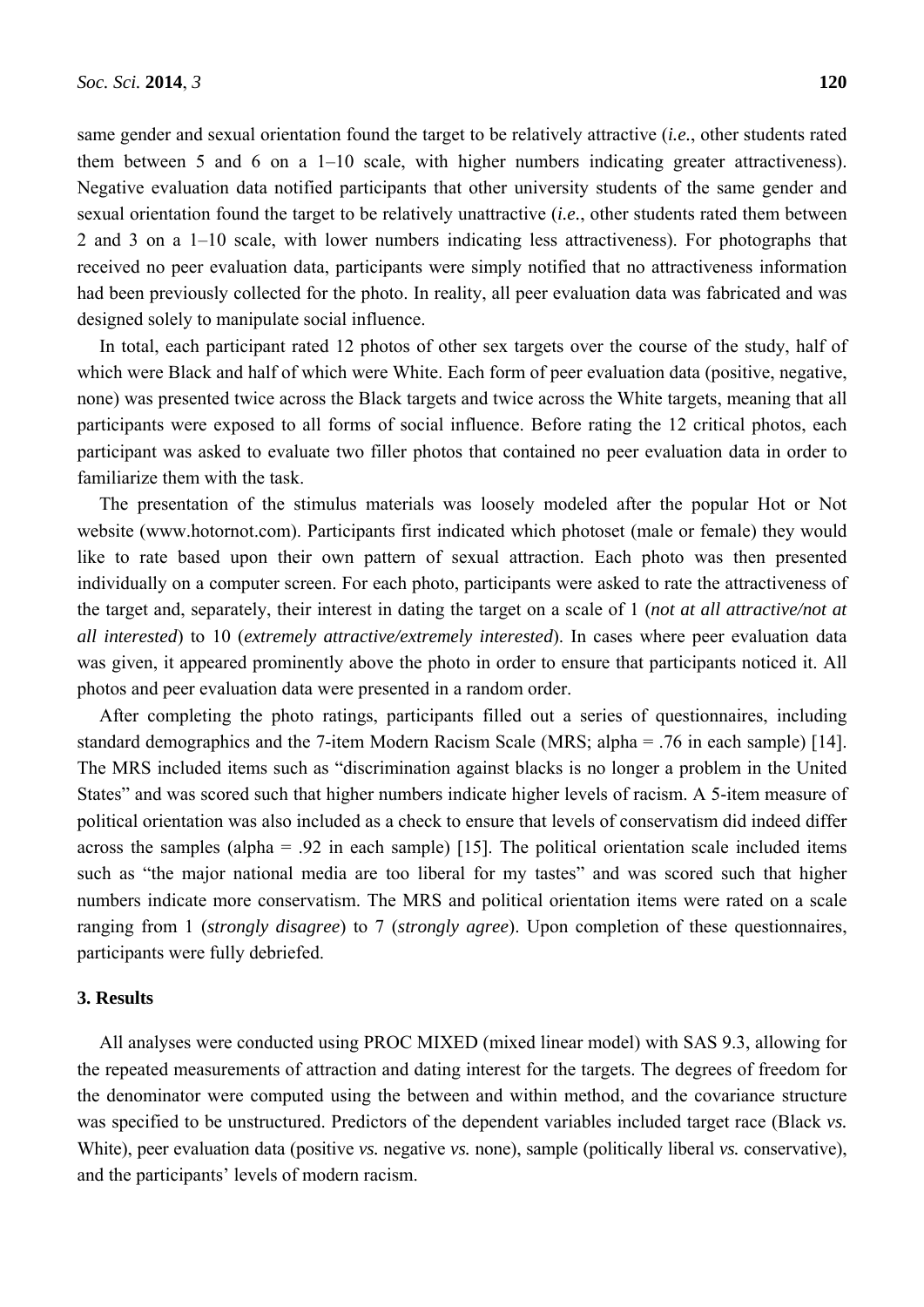same gender and sexual orientation found the target to be relatively attractive (*i.e.*, other students rated them between 5 and 6 on a 1–10 scale, with higher numbers indicating greater attractiveness). Negative evaluation data notified participants that other university students of the same gender and sexual orientation found the target to be relatively unattractive (*i.e.*, other students rated them between 2 and 3 on a 1–10 scale, with lower numbers indicating less attractiveness). For photographs that received no peer evaluation data, participants were simply notified that no attractiveness information had been previously collected for the photo. In reality, all peer evaluation data was fabricated and was designed solely to manipulate social influence.

In total, each participant rated 12 photos of other sex targets over the course of the study, half of which were Black and half of which were White. Each form of peer evaluation data (positive, negative, none) was presented twice across the Black targets and twice across the White targets, meaning that all participants were exposed to all forms of social influence. Before rating the 12 critical photos, each participant was asked to evaluate two filler photos that contained no peer evaluation data in order to familiarize them with the task.

The presentation of the stimulus materials was loosely modeled after the popular Hot or Not website (www.hotornot.com). Participants first indicated which photoset (male or female) they would like to rate based upon their own pattern of sexual attraction. Each photo was then presented individually on a computer screen. For each photo, participants were asked to rate the attractiveness of the target and, separately, their interest in dating the target on a scale of 1 (*not at all attractive/not at all interested*) to 10 (*extremely attractive/extremely interested*). In cases where peer evaluation data was given, it appeared prominently above the photo in order to ensure that participants noticed it. All photos and peer evaluation data were presented in a random order.

After completing the photo ratings, participants filled out a series of questionnaires, including standard demographics and the 7-item Modern Racism Scale (MRS; alpha = .76 in each sample) [14]. The MRS included items such as "discrimination against blacks is no longer a problem in the United States" and was scored such that higher numbers indicate higher levels of racism. A 5-item measure of political orientation was also included as a check to ensure that levels of conservatism did indeed differ across the samples (alpha = .92 in each sample) [15]. The political orientation scale included items such as "the major national media are too liberal for my tastes" and was scored such that higher numbers indicate more conservatism. The MRS and political orientation items were rated on a scale ranging from 1 (*strongly disagree*) to 7 (*strongly agree*). Upon completion of these questionnaires, participants were fully debriefed.

## 3. Results

All analyses were conducted using PROC MIXED (mixed linear model) with SAS 9.3, allowing for the repeated measurements of attraction and dating interest for the targets. The degrees of freedom for the denominator were computed using the between and within method, and the covariance structure was specified to be unstructured. Predictors of the dependent variables included target race (Black *vs.* White), peer evaluation data (positive *vs.* negative *vs.* none), sample (politically liberal *vs.* conservative), and the participants' levels of modern racism.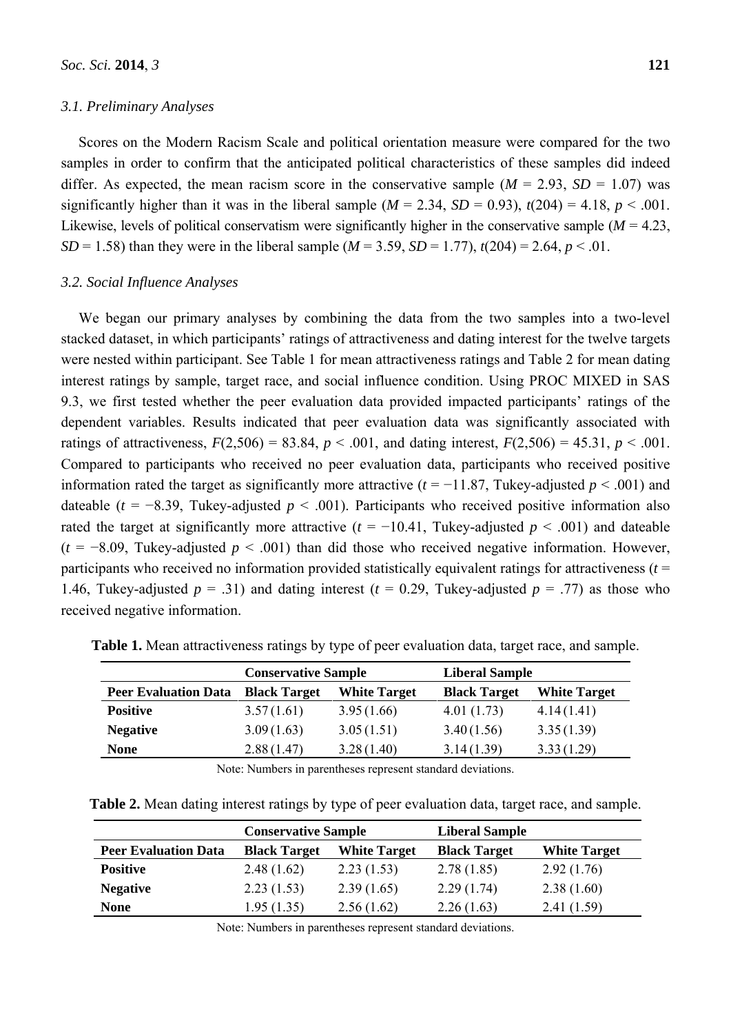### *3.1. Preliminary Analyses*

Scores on the Modern Racism Scale and political orientation measure were compared for the two samples in order to confirm that the anticipated political characteristics of these samples did indeed differ. As expected, the mean racism score in the conservative sample ($M$ = 2.93, $SD$ = 1.07) was significantly higher than it was in the liberal sample ($M$ = 2.34, $SD$ = 0.93), $t(204) = 4.18$, $p < .001$. Likewise, levels of political conservatism were significantly higher in the conservative sample ($M$ = 4.23, $SD$ = 1.58) than they were in the liberal sample ($M$ = 3.59, $SD$ = 1.77), $t(204) = 2.64$, $p < .01$.

### *3.2. Social Influence Analyses*

We began our primary analyses by combining the data from the two samples into a two-level stacked dataset, in which participants' ratings of attractiveness and dating interest for the twelve targets were nested within participant. See Table 1 for mean attractiveness ratings and Table 2 for mean dating interest ratings by sample, target race, and social influence condition. Using PROC MIXED in SAS 9.3, we first tested whether the peer evaluation data provided impacted participants' ratings of the dependent variables. Results indicated that peer evaluation data was significantly associated with ratings of attractiveness, $F(2,506) = 83.84$, $p < .001$, and dating interest, $F(2,506) = 45.31$, $p < .001$. Compared to participants who received no peer evaluation data, participants who received positive information rated the target as significantly more attractive ($t = -11.87$, Tukey-adjusted $p < .001$) and dateable ($t = -8.39$, Tukey-adjusted $p < .001$). Participants who received positive information also rated the target at significantly more attractive ($t = -10.41$, Tukey-adjusted $p < .001$) and dateable ($t = -8.09$, Tukey-adjusted $p < .001$) than did those who received negative information. However, participants who received no information provided statistically equivalent ratings for attractiveness ($t = 1.46$, Tukey-adjusted $p = .31$) and dating interest ($t = 0.29$, Tukey-adjusted $p = .77$) as those who received negative information.

**Table 1.** Mean attractiveness ratings by type of peer evaluation data, target race, and sample.

| | **Conservative Sample** | | **Liberal Sample** | |
|---|---|---|---|---|
| **Peer Evaluation Data** | **Black Target** | **White Target** | **Black Target** | **White Target** |
| **Positive** | 3.57 (1.61) | 3.95 (1.66) | 4.01 (1.73) | 4.14 (1.41) |
| **Negative** | 3.09 (1.63) | 3.05 (1.51) | 3.40 (1.56) | 3.35 (1.39) |
| **None** | 2.88 (1.47) | 3.28 (1.40) | 3.14 (1.39) | 3.33 (1.29) |

Note: Numbers in parentheses represent standard deviations.

**Table 2.** Mean dating interest ratings by type of peer evaluation data, target race, and sample.

| | **Conservative Sample** | | **Liberal Sample** | |
|---|---|---|---|---|
| **Peer Evaluation Data** | **Black Target** | **White Target** | **Black Target** | **White Target** |
| **Positive** | 2.48 (1.62) | 2.23 (1.53) | 2.78 (1.85) | 2.92 (1.76) |
| **Negative** | 2.23 (1.53) | 2.39 (1.65) | 2.29 (1.74) | 2.38 (1.60) |
| **None** | 1.95 (1.35) | 2.56 (1.62) | 2.26 (1.63) | 2.41 (1.59) |

Note: Numbers in parentheses represent standard deviations.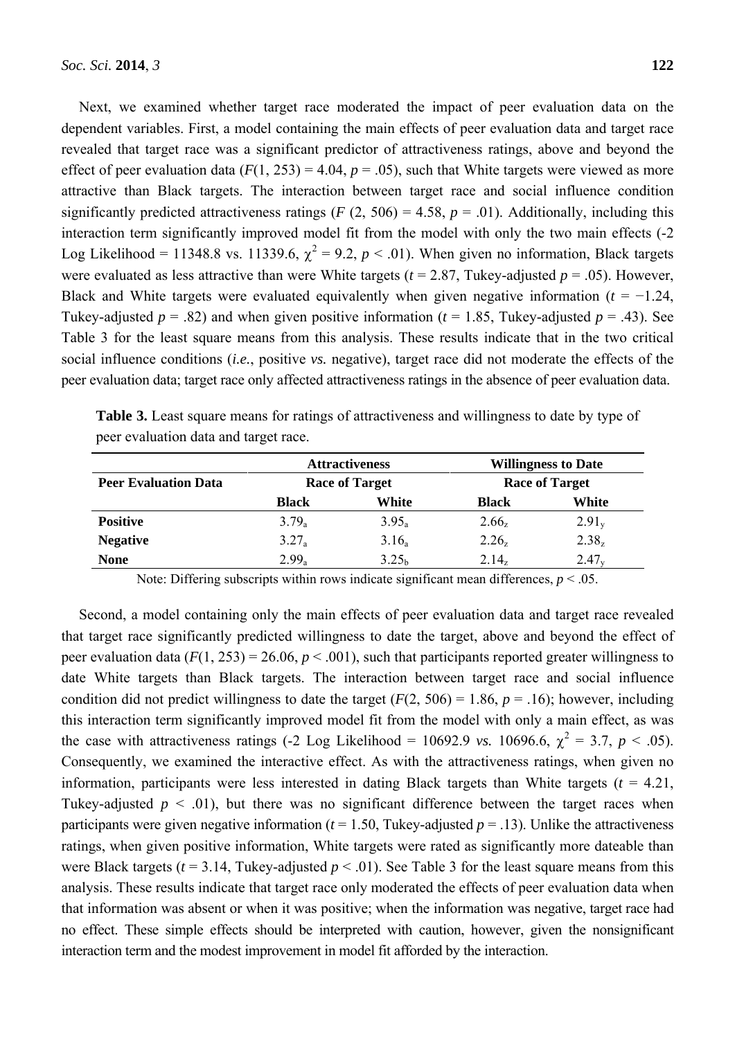Next, we examined whether target race moderated the impact of peer evaluation data on the dependent variables. First, a model containing the main effects of peer evaluation data and target race revealed that target race was a significant predictor of attractiveness ratings, above and beyond the effect of peer evaluation data ($F(1, 253) = 4.04$, $p = .05$), such that White targets were viewed as more attractive than Black targets. The interaction between target race and social influence condition significantly predicted attractiveness ratings ($F$ $(2, 506) = 4.58$, $p = .01$). Additionally, including this interaction term significantly improved model fit from the model with only the two main effects (-2 Log Likelihood = 11348.8 vs. 11339.6, $\chi^2 = 9.2$, $p < .01$). When given no information, Black targets were evaluated as less attractive than were White targets ($t = 2.87$, Tukey-adjusted $p = .05$). However, Black and White targets were evaluated equivalently when given negative information ($t = -1.24$, Tukey-adjusted $p = .82$) and when given positive information ($t = 1.85$, Tukey-adjusted $p = .43$). See Table 3 for the least square means from this analysis. These results indicate that in the two critical social influence conditions (*i.e.*, positive *vs.* negative), target race did not moderate the effects of the peer evaluation data; target race only affected attractiveness ratings in the absence of peer evaluation data.

**Table 3.** Least square means for ratings of attractiveness and willingness to date by type of peer evaluation data and target race.

| | **Attractiveness** | | **Willingness to Date** | |
|---|---|---|---|---|
| **Peer Evaluation Data** | **Race of Target** | | **Race of Target** | |
| | **Black** | **White** | **Black** | **White** |
| **Positive** | $3.79_a$ | $3.95_a$ | $2.66_z$ | $2.91_y$ |
| **Negative** | $3.27_a$ | $3.16_a$ | $2.26_z$ | $2.38_z$ |
| **None** | $2.99_a$ | $3.25_b$ | $2.14_z$ | $2.47_y$ |

Note: Differing subscripts within rows indicate significant mean differences, $p < .05$.

Second, a model containing only the main effects of peer evaluation data and target race revealed that target race significantly predicted willingness to date the target, above and beyond the effect of peer evaluation data ($F(1, 253) = 26.06$, $p < .001$), such that participants reported greater willingness to date White targets than Black targets. The interaction between target race and social influence condition did not predict willingness to date the target ($F(2, 506) = 1.86$, $p = .16$); however, including this interaction term significantly improved model fit from the model with only a main effect, as was the case with attractiveness ratings (-2 Log Likelihood = 10692.9 *vs.* 10696.6, $\chi^2 = 3.7$, $p < .05$). Consequently, we examined the interactive effect. As with the attractiveness ratings, when given no information, participants were less interested in dating Black targets than White targets ($t = 4.21$, Tukey-adjusted $p < .01$), but there was no significant difference between the target races when participants were given negative information ($t = 1.50$, Tukey-adjusted $p = .13$). Unlike the attractiveness ratings, when given positive information, White targets were rated as significantly more dateable than were Black targets ($t = 3.14$, Tukey-adjusted $p < .01$). See Table 3 for the least square means from this analysis. These results indicate that target race only moderated the effects of peer evaluation data when that information was absent or when it was positive; when the information was negative, target race had no effect. These simple effects should be interpreted with caution, however, given the nonsignificant interaction term and the modest improvement in model fit afforded by the interaction.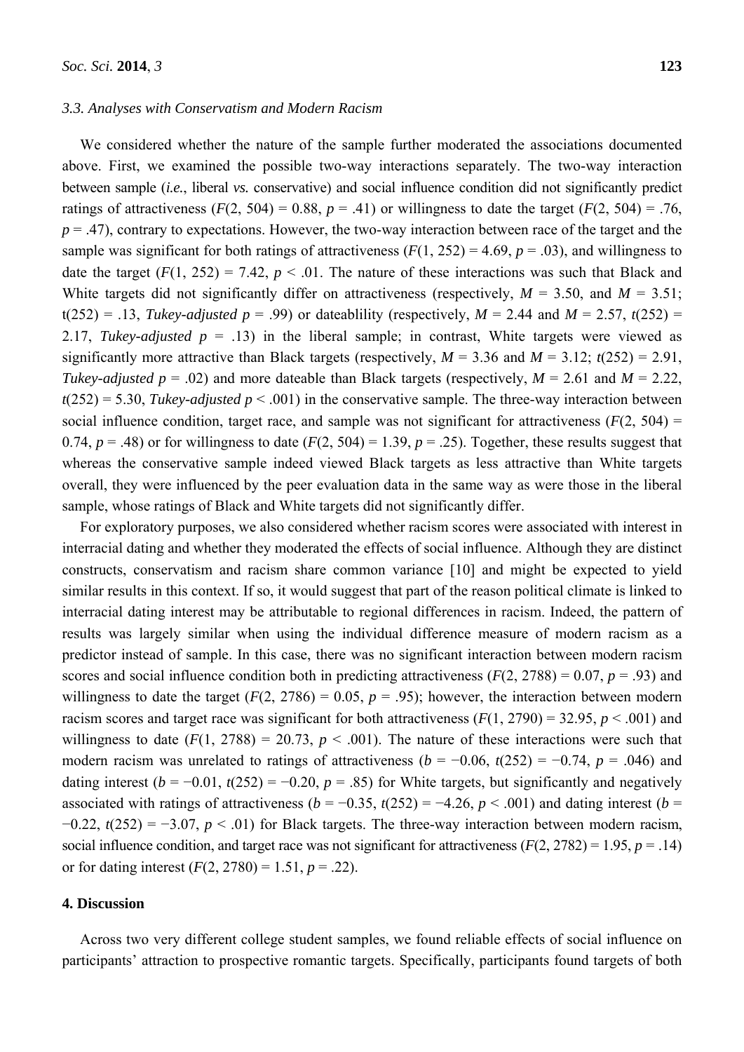### 3.3. Analyses with Conservatism and Modern Racism

We considered whether the nature of the sample further moderated the associations documented above. First, we examined the possible two-way interactions separately. The two-way interaction between sample (*i.e.*, liberal *vs.* conservative) and social influence condition did not significantly predict ratings of attractiveness ($F(2, 504) = 0.88$, $p = .41$) or willingness to date the target ($F(2, 504) = .76$, $p = .47$), contrary to expectations. However, the two-way interaction between race of the target and the sample was significant for both ratings of attractiveness ($F(1, 252) = 4.69$, $p = .03$), and willingness to date the target ($F(1, 252) = 7.42$, $p < .01$. The nature of these interactions was such that Black and White targets did not significantly differ on attractiveness (respectively, $M = 3.50$, and $M = 3.51$; $t(252) = .13$, *Tukey-adjusted* $p = .99$) or dateablility (respectively, $M = 2.44$ and $M = 2.57$, $t(252) = 2.17$, *Tukey-adjusted* $p = .13$) in the liberal sample; in contrast, White targets were viewed as significantly more attractive than Black targets (respectively, $M = 3.36$ and $M = 3.12$; $t(252) = 2.91$, *Tukey-adjusted* $p = .02$) and more dateable than Black targets (respectively, $M = 2.61$ and $M = 2.22$, $t(252) = 5.30$, *Tukey-adjusted* $p < .001$) in the conservative sample. The three-way interaction between social influence condition, target race, and sample was not significant for attractiveness ($F(2, 504) = 0.74$, $p = .48$) or for willingness to date ($F(2, 504) = 1.39$, $p = .25$). Together, these results suggest that whereas the conservative sample indeed viewed Black targets as less attractive than White targets overall, they were influenced by the peer evaluation data in the same way as were those in the liberal sample, whose ratings of Black and White targets did not significantly differ.

For exploratory purposes, we also considered whether racism scores were associated with interest in interracial dating and whether they moderated the effects of social influence. Although they are distinct constructs, conservatism and racism share common variance [10] and might be expected to yield similar results in this context. If so, it would suggest that part of the reason political climate is linked to interracial dating interest may be attributable to regional differences in racism. Indeed, the pattern of results was largely similar when using the individual difference measure of modern racism as a predictor instead of sample. In this case, there was no significant interaction between modern racism scores and social influence condition both in predicting attractiveness ($F(2, 2788) = 0.07$, $p = .93$) and willingness to date the target ($F(2, 2786) = 0.05$, $p = .95$); however, the interaction between modern racism scores and target race was significant for both attractiveness ($F(1, 2790) = 32.95$, $p < .001$) and willingness to date ($F(1, 2788) = 20.73$, $p < .001$). The nature of these interactions were such that modern racism was unrelated to ratings of attractiveness ($b = -0.06$, $t(252) = -0.74$, $p = .046$) and dating interest ($b = -0.01$, $t(252) = -0.20$, $p = .85$) for White targets, but significantly and negatively associated with ratings of attractiveness ($b = -0.35$, $t(252) = -4.26$, $p < .001$) and dating interest ($b = -0.22$, $t(252) = -3.07$, $p < .01$) for Black targets. The three-way interaction between modern racism, social influence condition, and target race was not significant for attractiveness ($F(2, 2782) = 1.95$, $p = .14$) or for dating interest ($F(2, 2780) = 1.51$, $p = .22$).

## 4. Discussion

Across two very different college student samples, we found reliable effects of social influence on participants' attraction to prospective romantic targets. Specifically, participants found targets of both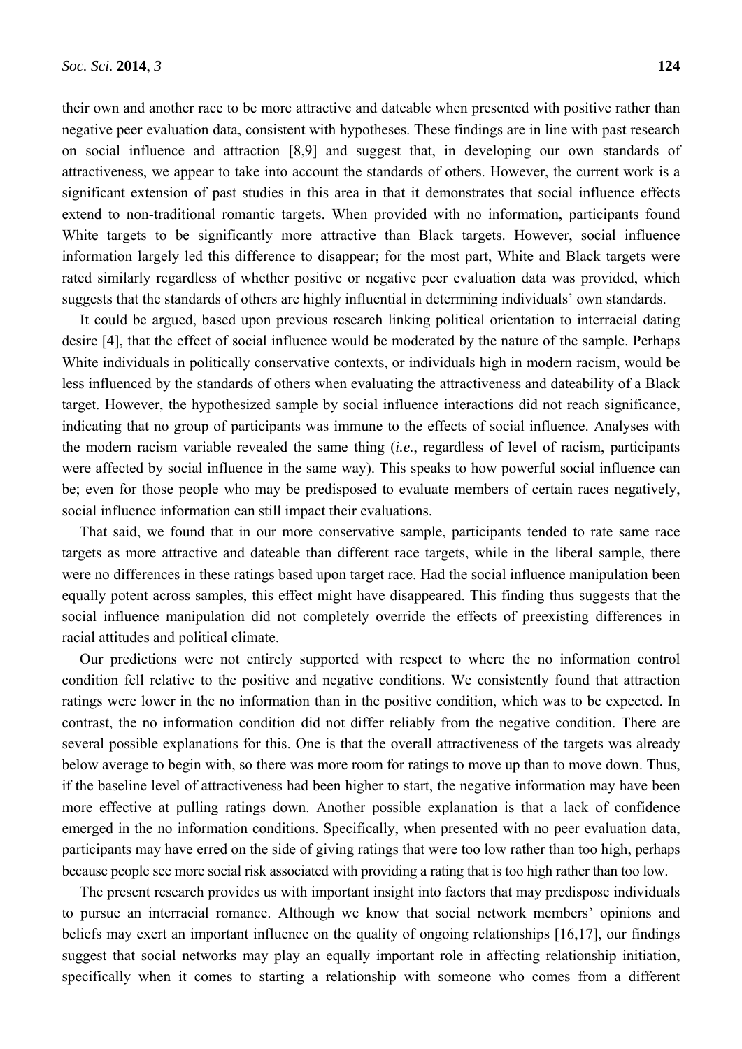their own and another race to be more attractive and dateable when presented with positive rather than negative peer evaluation data, consistent with hypotheses. These findings are in line with past research on social influence and attraction [8,9] and suggest that, in developing our own standards of attractiveness, we appear to take into account the standards of others. However, the current work is a significant extension of past studies in this area in that it demonstrates that social influence effects extend to non-traditional romantic targets. When provided with no information, participants found White targets to be significantly more attractive than Black targets. However, social influence information largely led this difference to disappear; for the most part, White and Black targets were rated similarly regardless of whether positive or negative peer evaluation data was provided, which suggests that the standards of others are highly influential in determining individuals' own standards.

It could be argued, based upon previous research linking political orientation to interracial dating desire [4], that the effect of social influence would be moderated by the nature of the sample. Perhaps White individuals in politically conservative contexts, or individuals high in modern racism, would be less influenced by the standards of others when evaluating the attractiveness and dateability of a Black target. However, the hypothesized sample by social influence interactions did not reach significance, indicating that no group of participants was immune to the effects of social influence. Analyses with the modern racism variable revealed the same thing (*i.e.*, regardless of level of racism, participants were affected by social influence in the same way). This speaks to how powerful social influence can be; even for those people who may be predisposed to evaluate members of certain races negatively, social influence information can still impact their evaluations.

That said, we found that in our more conservative sample, participants tended to rate same race targets as more attractive and dateable than different race targets, while in the liberal sample, there were no differences in these ratings based upon target race. Had the social influence manipulation been equally potent across samples, this effect might have disappeared. This finding thus suggests that the social influence manipulation did not completely override the effects of preexisting differences in racial attitudes and political climate.

Our predictions were not entirely supported with respect to where the no information control condition fell relative to the positive and negative conditions. We consistently found that attraction ratings were lower in the no information than in the positive condition, which was to be expected. In contrast, the no information condition did not differ reliably from the negative condition. There are several possible explanations for this. One is that the overall attractiveness of the targets was already below average to begin with, so there was more room for ratings to move up than to move down. Thus, if the baseline level of attractiveness had been higher to start, the negative information may have been more effective at pulling ratings down. Another possible explanation is that a lack of confidence emerged in the no information conditions. Specifically, when presented with no peer evaluation data, participants may have erred on the side of giving ratings that were too low rather than too high, perhaps because people see more social risk associated with providing a rating that is too high rather than too low.

The present research provides us with important insight into factors that may predispose individuals to pursue an interracial romance. Although we know that social network members' opinions and beliefs may exert an important influence on the quality of ongoing relationships [16,17], our findings suggest that social networks may play an equally important role in affecting relationship initiation, specifically when it comes to starting a relationship with someone who comes from a different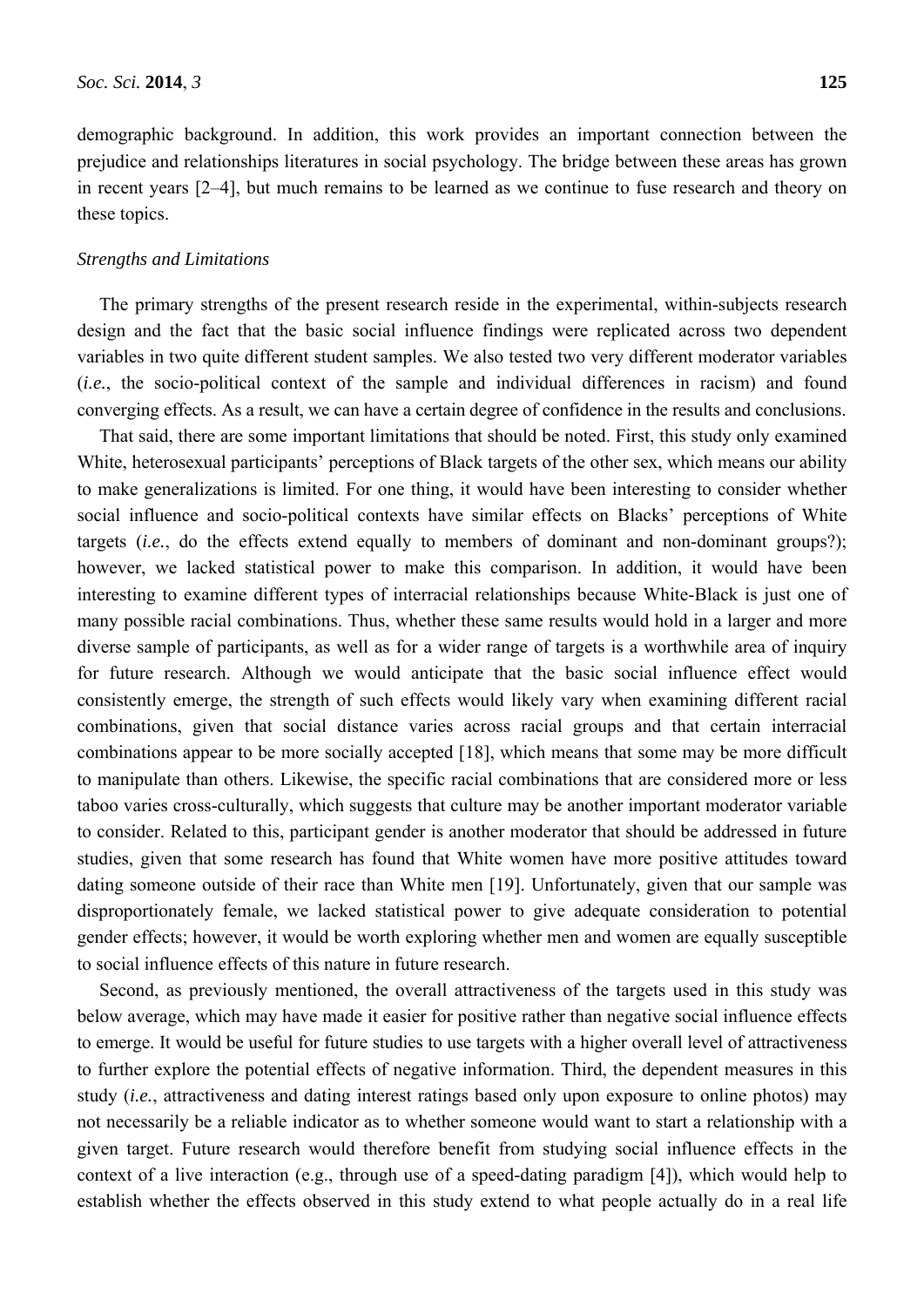demographic background. In addition, this work provides an important connection between the prejudice and relationships literatures in social psychology. The bridge between these areas has grown in recent years [2–4], but much remains to be learned as we continue to fuse research and theory on these topics.

### *Strengths and Limitations*

The primary strengths of the present research reside in the experimental, within-subjects research design and the fact that the basic social influence findings were replicated across two dependent variables in two quite different student samples. We also tested two very different moderator variables (*i.e.*, the socio-political context of the sample and individual differences in racism) and found converging effects. As a result, we can have a certain degree of confidence in the results and conclusions.

That said, there are some important limitations that should be noted. First, this study only examined White, heterosexual participants' perceptions of Black targets of the other sex, which means our ability to make generalizations is limited. For one thing, it would have been interesting to consider whether social influence and socio-political contexts have similar effects on Blacks' perceptions of White targets (*i.e.*, do the effects extend equally to members of dominant and non-dominant groups?); however, we lacked statistical power to make this comparison. In addition, it would have been interesting to examine different types of interracial relationships because White-Black is just one of many possible racial combinations. Thus, whether these same results would hold in a larger and more diverse sample of participants, as well as for a wider range of targets is a worthwhile area of inquiry for future research. Although we would anticipate that the basic social influence effect would consistently emerge, the strength of such effects would likely vary when examining different racial combinations, given that social distance varies across racial groups and that certain interracial combinations appear to be more socially accepted [18], which means that some may be more difficult to manipulate than others. Likewise, the specific racial combinations that are considered more or less taboo varies cross-culturally, which suggests that culture may be another important moderator variable to consider. Related to this, participant gender is another moderator that should be addressed in future studies, given that some research has found that White women have more positive attitudes toward dating someone outside of their race than White men [19]. Unfortunately, given that our sample was disproportionately female, we lacked statistical power to give adequate consideration to potential gender effects; however, it would be worth exploring whether men and women are equally susceptible to social influence effects of this nature in future research.

Second, as previously mentioned, the overall attractiveness of the targets used in this study was below average, which may have made it easier for positive rather than negative social influence effects to emerge. It would be useful for future studies to use targets with a higher overall level of attractiveness to further explore the potential effects of negative information. Third, the dependent measures in this study (*i.e.*, attractiveness and dating interest ratings based only upon exposure to online photos) may not necessarily be a reliable indicator as to whether someone would want to start a relationship with a given target. Future research would therefore benefit from studying social influence effects in the context of a live interaction (e.g., through use of a speed-dating paradigm [4]), which would help to establish whether the effects observed in this study extend to what people actually do in a real life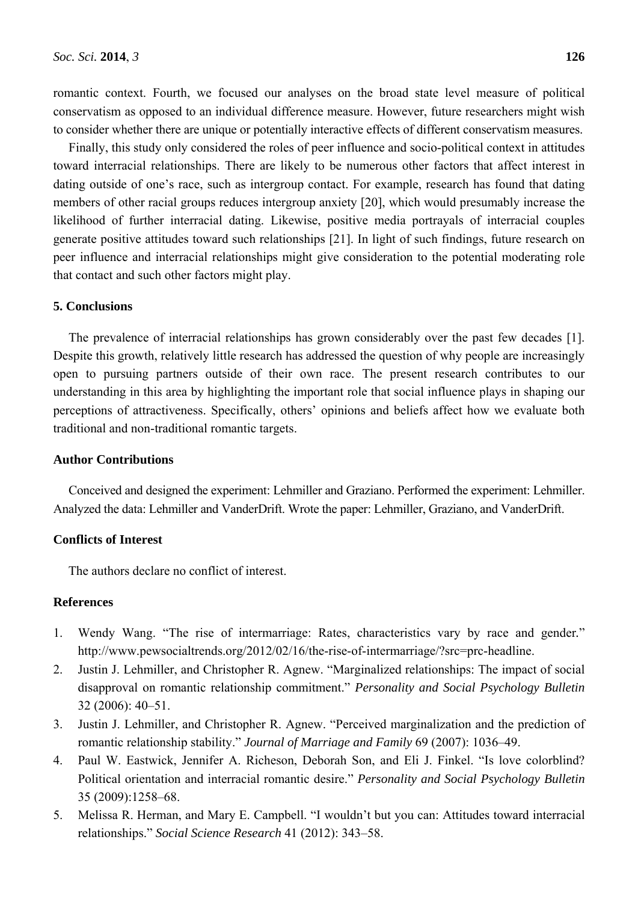romantic context. Fourth, we focused our analyses on the broad state level measure of political conservatism as opposed to an individual difference measure. However, future researchers might wish to consider whether there are unique or potentially interactive effects of different conservatism measures.

Finally, this study only considered the roles of peer influence and socio-political context in attitudes toward interracial relationships. There are likely to be numerous other factors that affect interest in dating outside of one's race, such as intergroup contact. For example, research has found that dating members of other racial groups reduces intergroup anxiety [20], which would presumably increase the likelihood of further interracial dating. Likewise, positive media portrayals of interracial couples generate positive attitudes toward such relationships [21]. In light of such findings, future research on peer influence and interracial relationships might give consideration to the potential moderating role that contact and such other factors might play.

## 5. Conclusions

The prevalence of interracial relationships has grown considerably over the past few decades [1]. Despite this growth, relatively little research has addressed the question of why people are increasingly open to pursuing partners outside of their own race. The present research contributes to our understanding in this area by highlighting the important role that social influence plays in shaping our perceptions of attractiveness. Specifically, others' opinions and beliefs affect how we evaluate both traditional and non-traditional romantic targets.

## Author Contributions

Conceived and designed the experiment: Lehmiller and Graziano. Performed the experiment: Lehmiller. Analyzed the data: Lehmiller and VanderDrift. Wrote the paper: Lehmiller, Graziano, and VanderDrift.

## Conflicts of Interest

The authors declare no conflict of interest.

## References

1. Wendy Wang. "The rise of intermarriage: Rates, characteristics vary by race and gender." http://www.pewsocialtrends.org/2012/02/16/the-rise-of-intermarriage/?src=prc-headline.
2. Justin J. Lehmiller, and Christopher R. Agnew. "Marginalized relationships: The impact of social disapproval on romantic relationship commitment." *Personality and Social Psychology Bulletin* 32 (2006): 40–51.
3. Justin J. Lehmiller, and Christopher R. Agnew. "Perceived marginalization and the prediction of romantic relationship stability." *Journal of Marriage and Family* 69 (2007): 1036–49.
4. Paul W. Eastwick, Jennifer A. Richeson, Deborah Son, and Eli J. Finkel. "Is love colorblind? Political orientation and interracial romantic desire." *Personality and Social Psychology Bulletin* 35 (2009):1258–68.
5. Melissa R. Herman, and Mary E. Campbell. "I wouldn't but you can: Attitudes toward interracial relationships." *Social Science Research* 41 (2012): 343–58.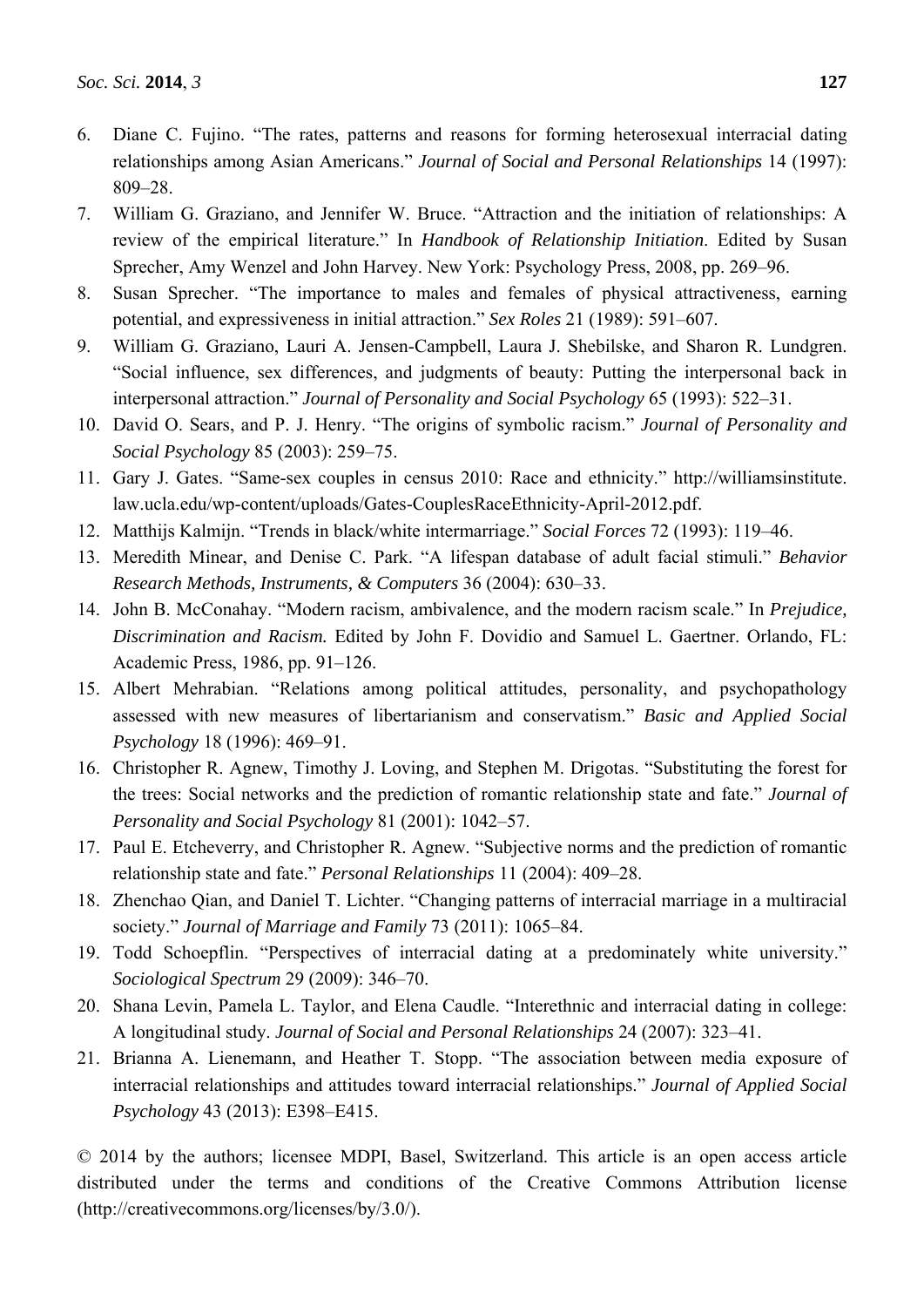6. Diane C. Fujino. “The rates, patterns and reasons for forming heterosexual interracial dating relationships among Asian Americans.” *Journal of Social and Personal Relationships* 14 (1997): 809–28.
7. William G. Graziano, and Jennifer W. Bruce. “Attraction and the initiation of relationships: A review of the empirical literature.” In *Handbook of Relationship Initiation*. Edited by Susan Sprecher, Amy Wenzel and John Harvey. New York: Psychology Press, 2008, pp. 269–96.
8. Susan Sprecher. “The importance to males and females of physical attractiveness, earning potential, and expressiveness in initial attraction.” *Sex Roles* 21 (1989): 591–607.
9. William G. Graziano, Lauri A. Jensen-Campbell, Laura J. Shebilske, and Sharon R. Lundgren. “Social influence, sex differences, and judgments of beauty: Putting the interpersonal back in interpersonal attraction.” *Journal of Personality and Social Psychology* 65 (1993): 522–31.
10. David O. Sears, and P. J. Henry. “The origins of symbolic racism.” *Journal of Personality and Social Psychology* 85 (2003): 259–75.
11. Gary J. Gates. “Same-sex couples in census 2010: Race and ethnicity.” http://williamsinstitute.law.ucla.edu/wp-content/uploads/Gates-CouplesRaceEthnicity-April-2012.pdf.
12. Matthijs Kalmijn. “Trends in black/white intermarriage.” *Social Forces* 72 (1993): 119–46.
13. Meredith Minear, and Denise C. Park. “A lifespan database of adult facial stimuli.” *Behavior Research Methods, Instruments, & Computers* 36 (2004): 630–33.
14. John B. McConahay. “Modern racism, ambivalence, and the modern racism scale.” In *Prejudice, Discrimination and Racism.* Edited by John F. Dovidio and Samuel L. Gaertner. Orlando, FL: Academic Press, 1986, pp. 91–126.
15. Albert Mehrabian. “Relations among political attitudes, personality, and psychopathology assessed with new measures of libertarianism and conservatism.” *Basic and Applied Social Psychology* 18 (1996): 469–91.
16. Christopher R. Agnew, Timothy J. Loving, and Stephen M. Drigotas. “Substituting the forest for the trees: Social networks and the prediction of romantic relationship state and fate.” *Journal of Personality and Social Psychology* 81 (2001): 1042–57.
17. Paul E. Etcheverry, and Christopher R. Agnew. “Subjective norms and the prediction of romantic relationship state and fate.” *Personal Relationships* 11 (2004): 409–28.
18. Zhenchao Qian, and Daniel T. Lichter. “Changing patterns of interracial marriage in a multiracial society.” *Journal of Marriage and Family* 73 (2011): 1065–84.
19. Todd Schoepflin. “Perspectives of interracial dating at a predominately white university.” *Sociological Spectrum* 29 (2009): 346–70.
20. Shana Levin, Pamela L. Taylor, and Elena Caudle. “Interethnic and interracial dating in college: A longitudinal study. *Journal of Social and Personal Relationships* 24 (2007): 323–41.
21. Brianna A. Lienemann, and Heather T. Stopp. “The association between media exposure of interracial relationships and attitudes toward interracial relationships.” *Journal of Applied Social Psychology* 43 (2013): E398–E415.

© 2014 by the authors; licensee MDPI, Basel, Switzerland. This article is an open access article distributed under the terms and conditions of the Creative Commons Attribution license (http://creativecommons.org/licenses/by/3.0/).